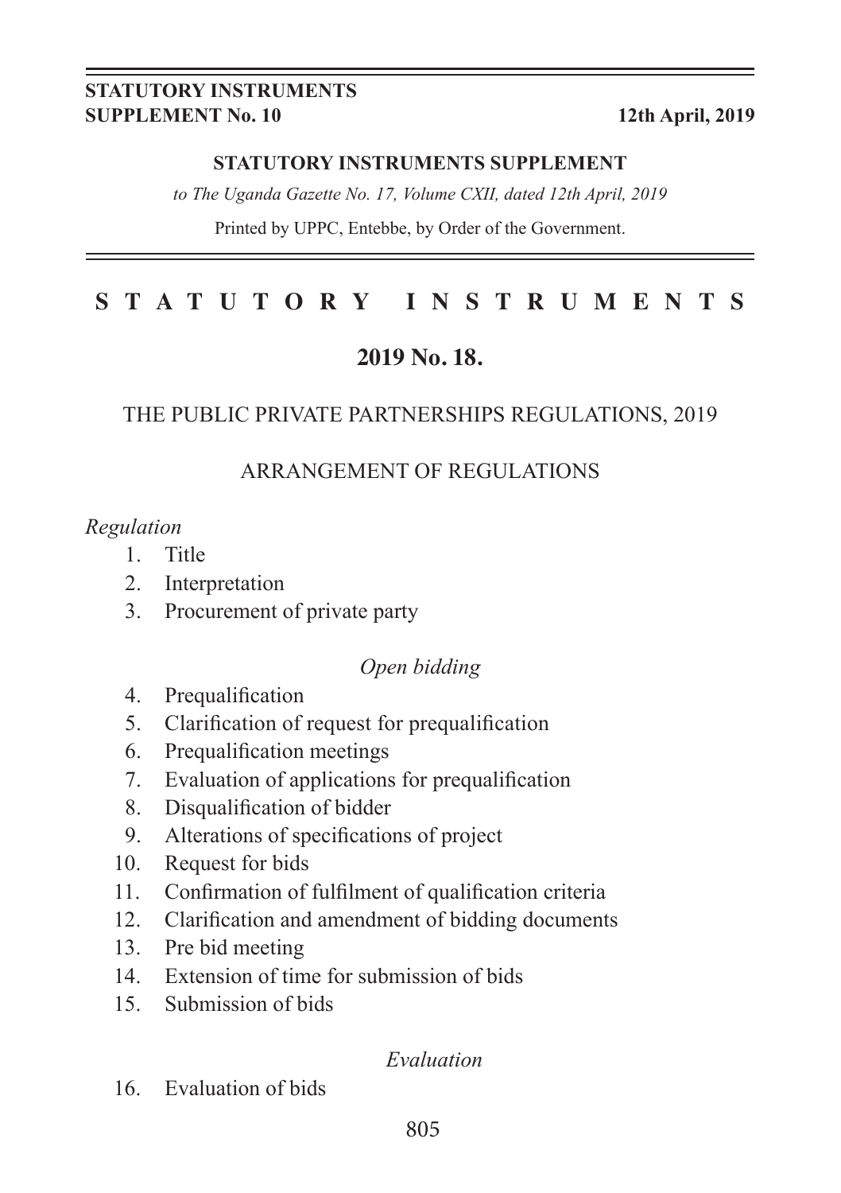**STATUTORY INSTRUMENTS SUPPLEMENT No. 10** **12th April, 2019**

**STATUTORY INSTRUMENTS SUPPLEMENT**

*to The Uganda Gazette No. 17, Volume CXII, dated 12th April, 2019*

Printed by UPPC, Entebbe, by Order of the Government.

# STATUTORY INSTRUMENTS

## 2019 No. 18.

THE PUBLIC PRIVATE PARTNERSHIPS REGULATIONS, 2019

ARRANGEMENT OF REGULATIONS

*Regulation*

1. Title
2. Interpretation
3. Procurement of private party

*Open bidding*

4. Prequalification
5. Clarification of request for prequalification
6. Prequalification meetings
7. Evaluation of applications for prequalification
8. Disqualification of bidder
9. Alterations of specifications of project
10. Request for bids
11. Confirmation of fulfilment of qualification criteria
12. Clarification and amendment of bidding documents
13. Pre bid meeting
14. Extension of time for submission of bids
15. Submission of bids

*Evaluation*

16. Evaluation of bids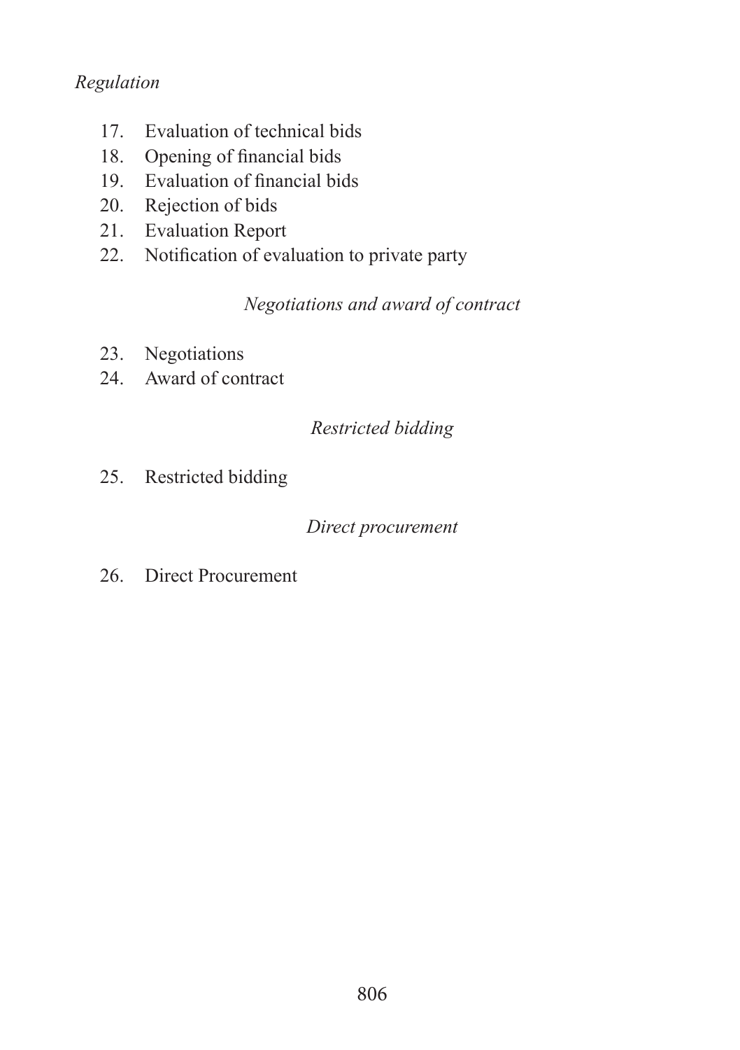*Regulation*

17. Evaluation of technical bids
18. Opening of financial bids
19. Evaluation of financial bids
20. Rejection of bids
21. Evaluation Report
22. Notification of evaluation to private party

*Negotiations and award of contract*

23. Negotiations
24. Award of contract

*Restricted bidding*

25. Restricted bidding

*Direct procurement*

26. Direct Procurement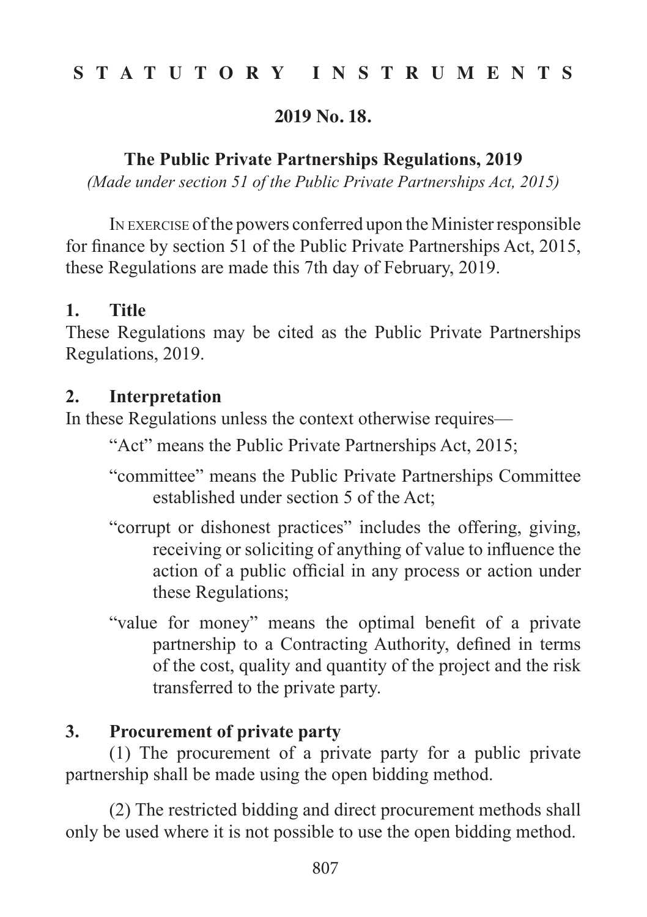# STATUTORY INSTRUMENTS

## 2019 No. 18.

## The Public Private Partnerships Regulations, 2019

*(Made under section 51 of the Public Private Partnerships Act, 2015)*

In exercise of the powers conferred upon the Minister responsible for finance by section 51 of the Public Private Partnerships Act, 2015, these Regulations are made this 7th day of February, 2019.

### 1. Title

These Regulations may be cited as the Public Private Partnerships Regulations, 2019.

### 2. Interpretation

In these Regulations unless the context otherwise requires—

"Act" means the Public Private Partnerships Act, 2015;

"committee" means the Public Private Partnerships Committee established under section 5 of the Act;

"corrupt or dishonest practices" includes the offering, giving, receiving or soliciting of anything of value to influence the action of a public official in any process or action under these Regulations;

"value for money" means the optimal benefit of a private partnership to a Contracting Authority, defined in terms of the cost, quality and quantity of the project and the risk transferred to the private party.

### 3. Procurement of private party

(1) The procurement of a private party for a public private partnership shall be made using the open bidding method.

(2) The restricted bidding and direct procurement methods shall only be used where it is not possible to use the open bidding method.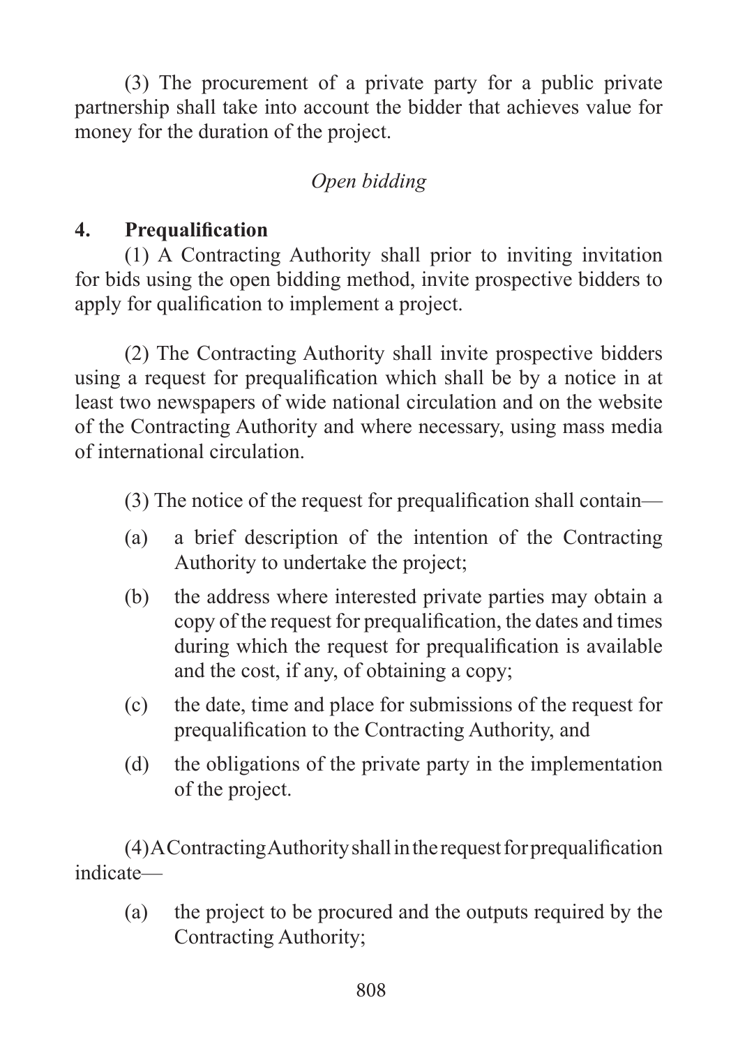(3) The procurement of a private party for a public private partnership shall take into account the bidder that achieves value for money for the duration of the project.

*Open bidding*

**4. Prequalification**

(1) A Contracting Authority shall prior to inviting invitation for bids using the open bidding method, invite prospective bidders to apply for qualification to implement a project.

(2) The Contracting Authority shall invite prospective bidders using a request for prequalification which shall be by a notice in at least two newspapers of wide national circulation and on the website of the Contracting Authority and where necessary, using mass media of international circulation.

(3) The notice of the request for prequalification shall contain—

(a) a brief description of the intention of the Contracting Authority to undertake the project;

(b) the address where interested private parties may obtain a copy of the request for prequalification, the dates and times during which the request for prequalification is available and the cost, if any, of obtaining a copy;

(c) the date, time and place for submissions of the request for prequalification to the Contracting Authority, and

(d) the obligations of the private party in the implementation of the project.

(4) A Contracting Authority shall in the request for prequalification indicate—

(a) the project to be procured and the outputs required by the Contracting Authority;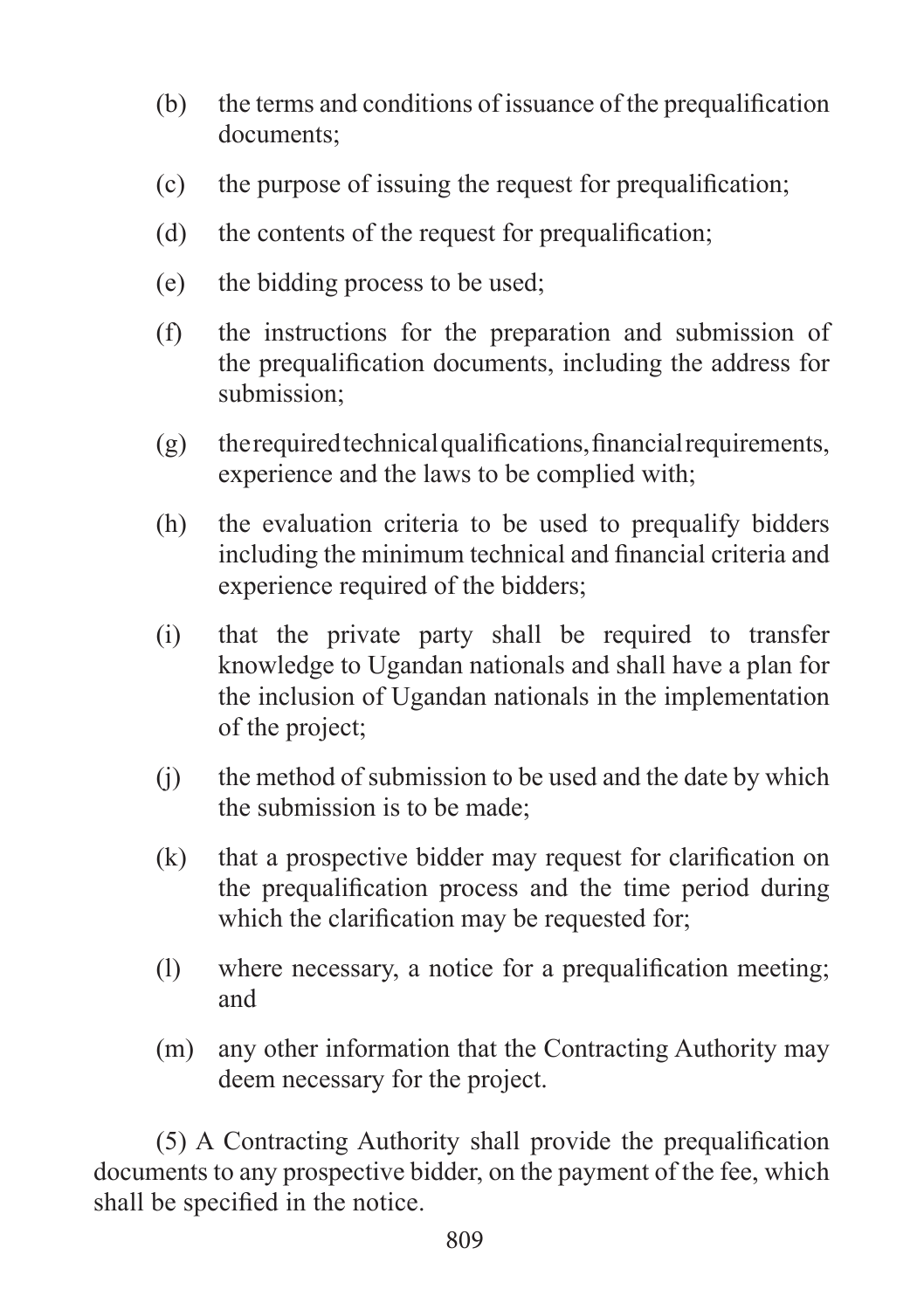(b) the terms and conditions of issuance of the prequalification documents;

(c) the purpose of issuing the request for prequalification;

(d) the contents of the request for prequalification;

(e) the bidding process to be used;

(f) the instructions for the preparation and submission of the prequalification documents, including the address for submission;

(g) the required technical qualifications, financial requirements, experience and the laws to be complied with;

(h) the evaluation criteria to be used to prequalify bidders including the minimum technical and financial criteria and experience required of the bidders;

(i) that the private party shall be required to transfer knowledge to Ugandan nationals and shall have a plan for the inclusion of Ugandan nationals in the implementation of the project;

(j) the method of submission to be used and the date by which the submission is to be made;

(k) that a prospective bidder may request for clarification on the prequalification process and the time period during which the clarification may be requested for;

(l) where necessary, a notice for a prequalification meeting; and

(m) any other information that the Contracting Authority may deem necessary for the project.

(5) A Contracting Authority shall provide the prequalification documents to any prospective bidder, on the payment of the fee, which shall be specified in the notice.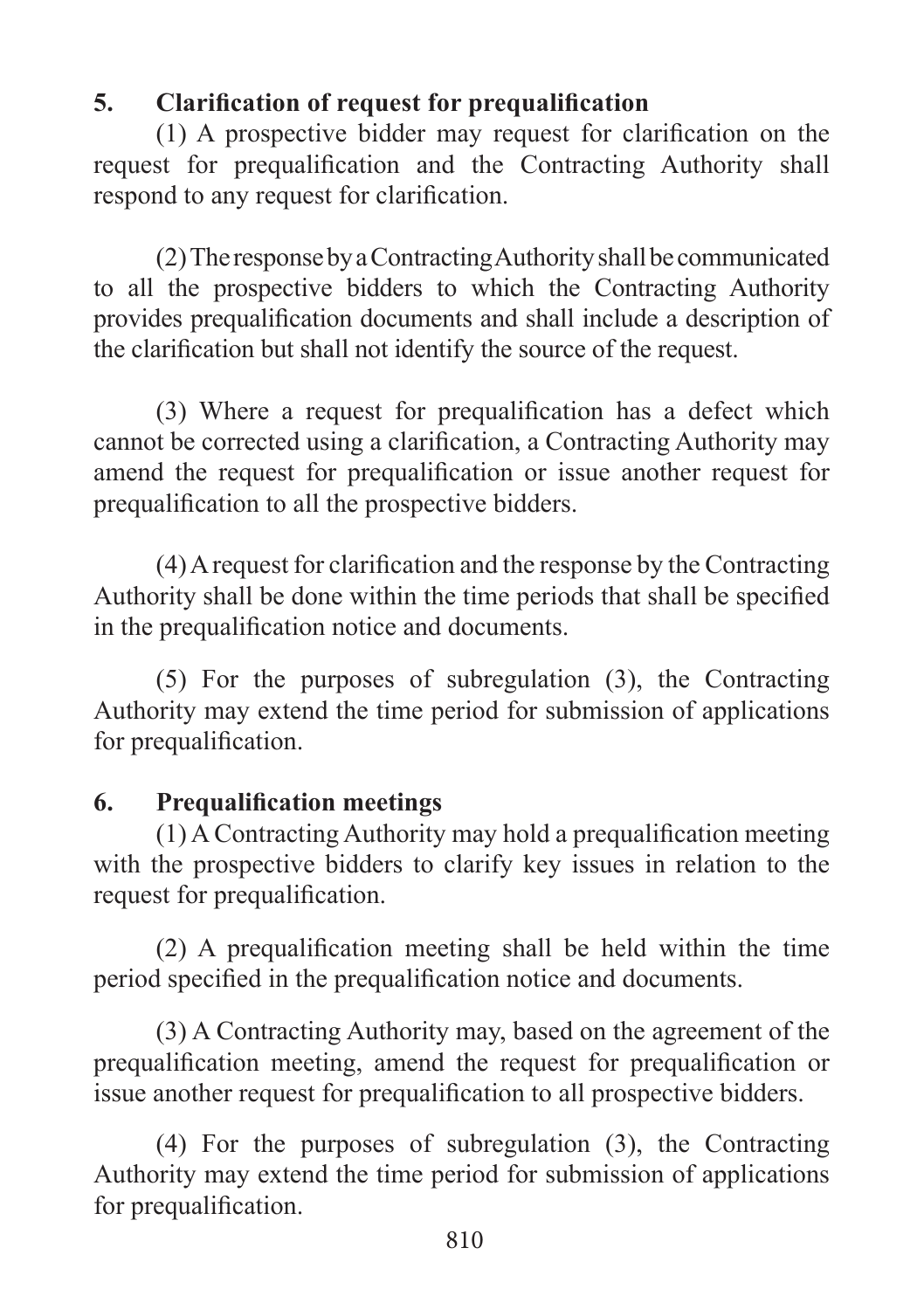## 5. Clarification of request for prequalification

(1) A prospective bidder may request for clarification on the request for prequalification and the Contracting Authority shall respond to any request for clarification.

(2) The response by a Contracting Authority shall be communicated to all the prospective bidders to which the Contracting Authority provides prequalification documents and shall include a description of the clarification but shall not identify the source of the request.

(3) Where a request for prequalification has a defect which cannot be corrected using a clarification, a Contracting Authority may amend the request for prequalification or issue another request for prequalification to all the prospective bidders.

(4) A request for clarification and the response by the Contracting Authority shall be done within the time periods that shall be specified in the prequalification notice and documents.

(5) For the purposes of subregulation (3), the Contracting Authority may extend the time period for submission of applications for prequalification.

## 6. Prequalification meetings

(1) A Contracting Authority may hold a prequalification meeting with the prospective bidders to clarify key issues in relation to the request for prequalification.

(2) A prequalification meeting shall be held within the time period specified in the prequalification notice and documents.

(3) A Contracting Authority may, based on the agreement of the prequalification meeting, amend the request for prequalification or issue another request for prequalification to all prospective bidders.

(4) For the purposes of subregulation (3), the Contracting Authority may extend the time period for submission of applications for prequalification.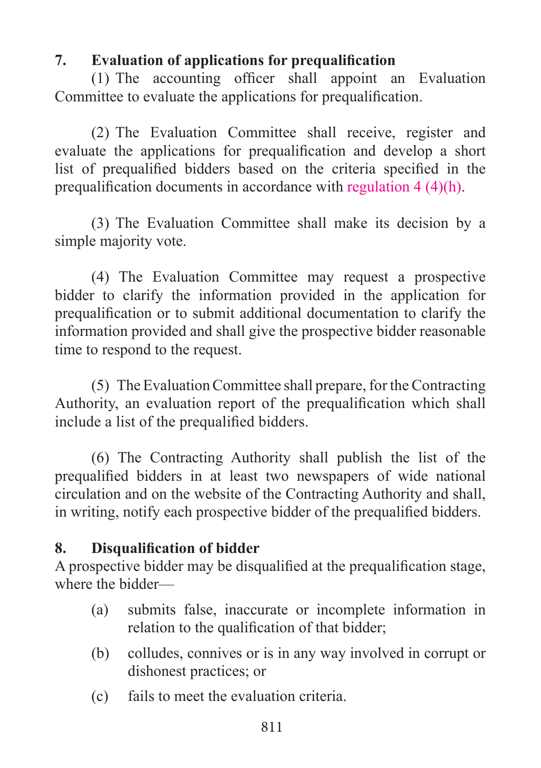## 7. Evaluation of applications for prequalification

(1) The accounting officer shall appoint an Evaluation Committee to evaluate the applications for prequalification.

(2) The Evaluation Committee shall receive, register and evaluate the applications for prequalification and develop a short list of prequalified bidders based on the criteria specified in the prequalification documents in accordance with regulation 4 (4)(h).

(3) The Evaluation Committee shall make its decision by a simple majority vote.

(4) The Evaluation Committee may request a prospective bidder to clarify the information provided in the application for prequalification or to submit additional documentation to clarify the information provided and shall give the prospective bidder reasonable time to respond to the request.

(5) The Evaluation Committee shall prepare, for the Contracting Authority, an evaluation report of the prequalification which shall include a list of the prequalified bidders.

(6) The Contracting Authority shall publish the list of the prequalified bidders in at least two newspapers of wide national circulation and on the website of the Contracting Authority and shall, in writing, notify each prospective bidder of the prequalified bidders.

## 8. Disqualification of bidder

A prospective bidder may be disqualified at the prequalification stage, where the bidder—

(a) submits false, inaccurate or incomplete information in relation to the qualification of that bidder;

(b) colludes, connives or is in any way involved in corrupt or dishonest practices; or

(c) fails to meet the evaluation criteria.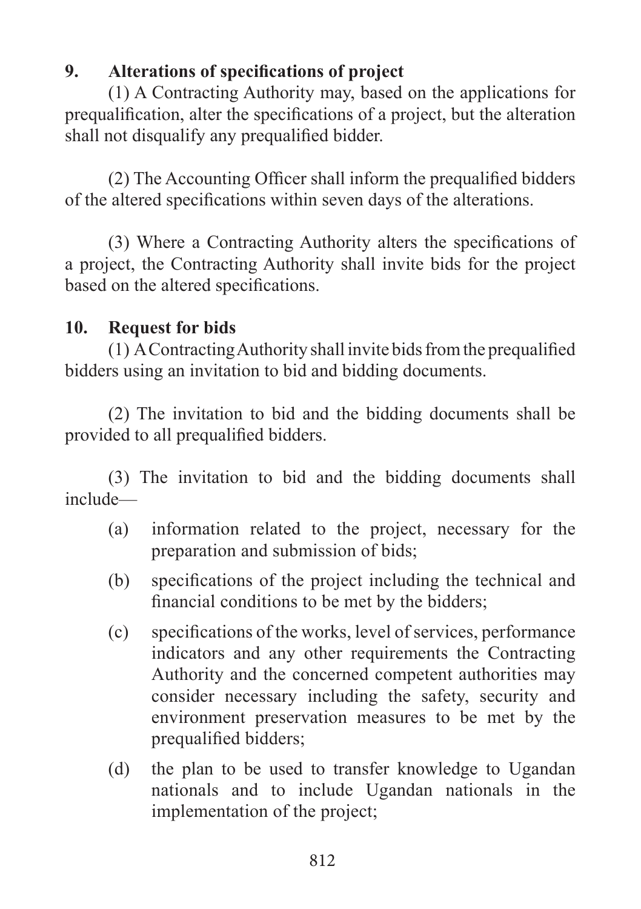### 9. Alterations of specifications of project

(1) A Contracting Authority may, based on the applications for prequalification, alter the specifications of a project, but the alteration shall not disqualify any prequalified bidder.

(2) The Accounting Officer shall inform the prequalified bidders of the altered specifications within seven days of the alterations.

(3) Where a Contracting Authority alters the specifications of a project, the Contracting Authority shall invite bids for the project based on the altered specifications.

### 10. Request for bids

(1) A Contracting Authority shall invite bids from the prequalified bidders using an invitation to bid and bidding documents.

(2) The invitation to bid and the bidding documents shall be provided to all prequalified bidders.

(3) The invitation to bid and the bidding documents shall include—

- (a) information related to the project, necessary for the preparation and submission of bids;
- (b) specifications of the project including the technical and financial conditions to be met by the bidders;
- (c) specifications of the works, level of services, performance indicators and any other requirements the Contracting Authority and the concerned competent authorities may consider necessary including the safety, security and environment preservation measures to be met by the prequalified bidders;
- (d) the plan to be used to transfer knowledge to Ugandan nationals and to include Ugandan nationals in the implementation of the project;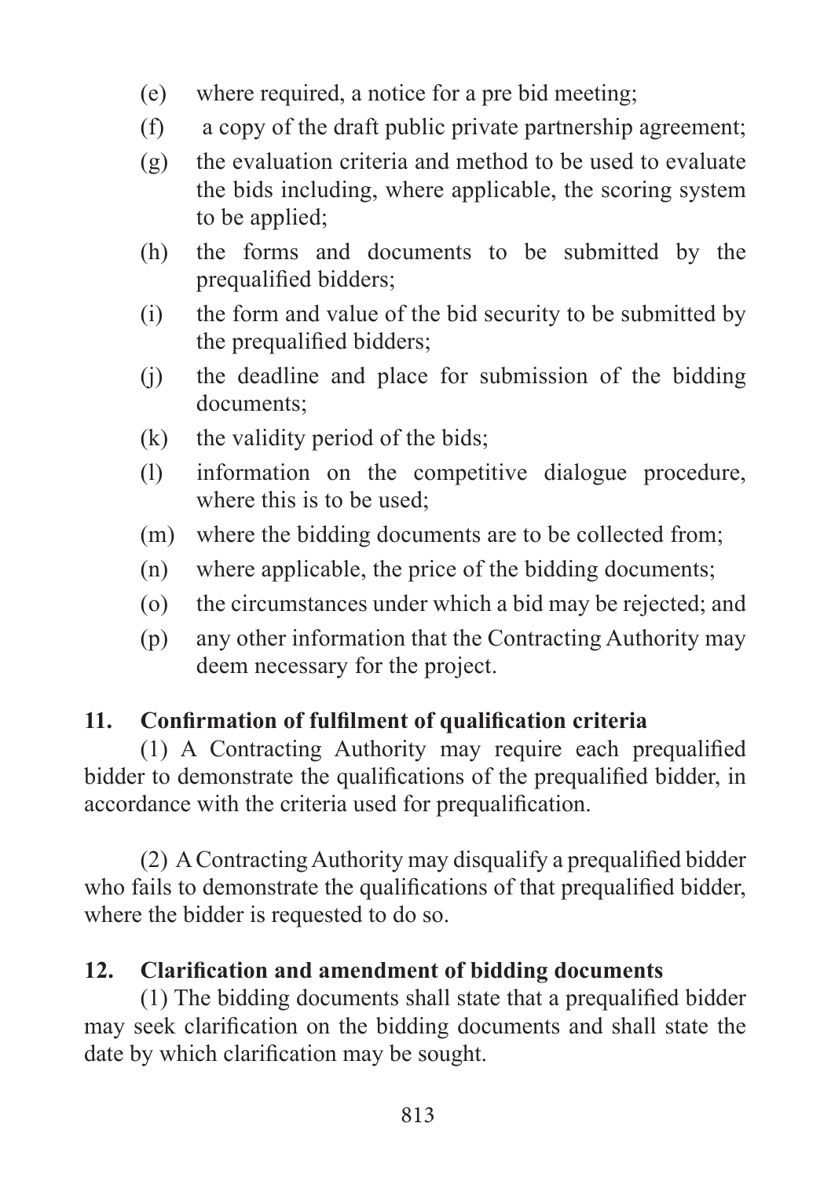(e) where required, a notice for a pre bid meeting;

(f) a copy of the draft public private partnership agreement;

(g) the evaluation criteria and method to be used to evaluate the bids including, where applicable, the scoring system to be applied;

(h) the forms and documents to be submitted by the prequalified bidders;

(i) the form and value of the bid security to be submitted by the prequalified bidders;

(j) the deadline and place for submission of the bidding documents;

(k) the validity period of the bids;

(l) information on the competitive dialogue procedure, where this is to be used;

(m) where the bidding documents are to be collected from;

(n) where applicable, the price of the bidding documents;

(o) the circumstances under which a bid may be rejected; and

(p) any other information that the Contracting Authority may deem necessary for the project.

**11. Confirmation of fulfilment of qualification criteria**

(1) A Contracting Authority may require each prequalified bidder to demonstrate the qualifications of the prequalified bidder, in accordance with the criteria used for prequalification.

(2) A Contracting Authority may disqualify a prequalified bidder who fails to demonstrate the qualifications of that prequalified bidder, where the bidder is requested to do so.

**12. Clarification and amendment of bidding documents**

(1) The bidding documents shall state that a prequalified bidder may seek clarification on the bidding documents and shall state the date by which clarification may be sought.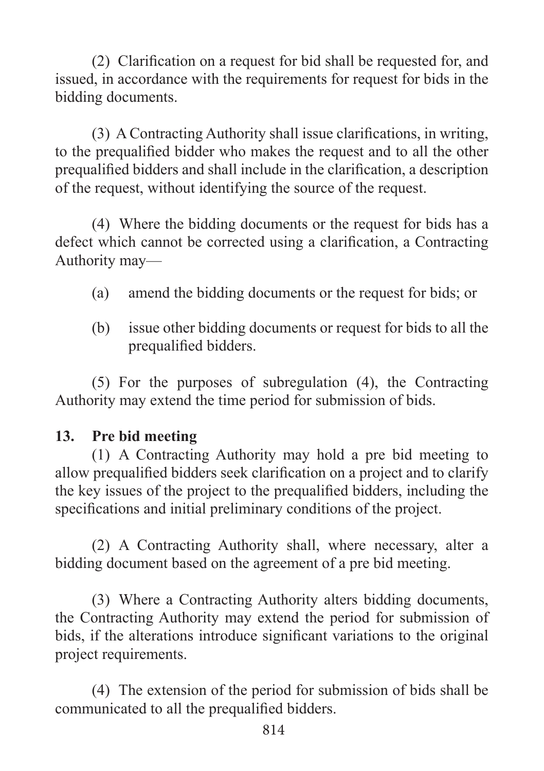(2) Clarification on a request for bid shall be requested for, and issued, in accordance with the requirements for request for bids in the bidding documents.

(3) A Contracting Authority shall issue clarifications, in writing, to the prequalified bidder who makes the request and to all the other prequalified bidders and shall include in the clarification, a description of the request, without identifying the source of the request.

(4) Where the bidding documents or the request for bids has a defect which cannot be corrected using a clarification, a Contracting Authority may—

(a) amend the bidding documents or the request for bids; or

(b) issue other bidding documents or request for bids to all the prequalified bidders.

(5) For the purposes of subregulation (4), the Contracting Authority may extend the time period for submission of bids.

**13. Pre bid meeting**

(1) A Contracting Authority may hold a pre bid meeting to allow prequalified bidders seek clarification on a project and to clarify the key issues of the project to the prequalified bidders, including the specifications and initial preliminary conditions of the project.

(2) A Contracting Authority shall, where necessary, alter a bidding document based on the agreement of a pre bid meeting.

(3) Where a Contracting Authority alters bidding documents, the Contracting Authority may extend the period for submission of bids, if the alterations introduce significant variations to the original project requirements.

(4) The extension of the period for submission of bids shall be communicated to all the prequalified bidders.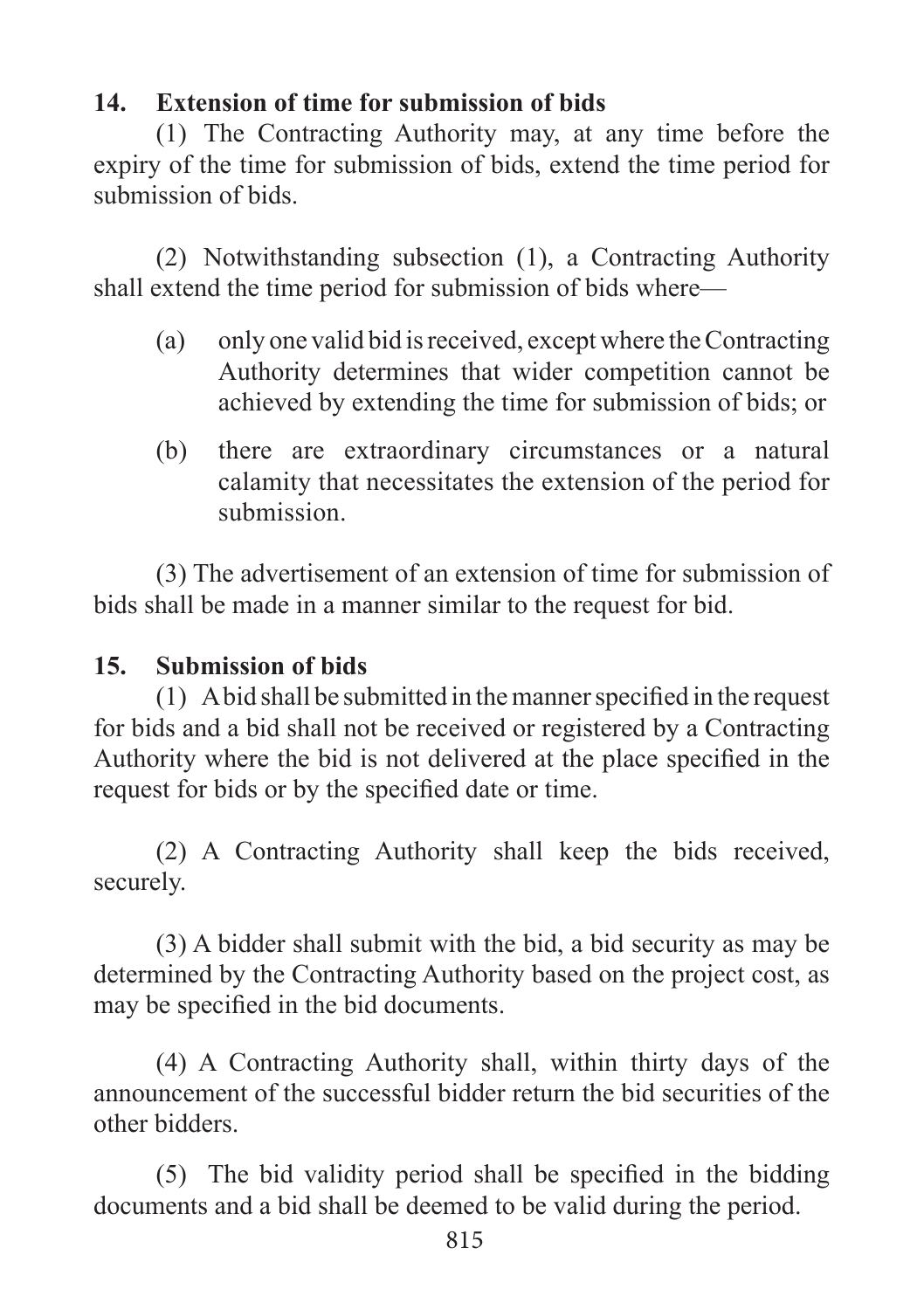**14. Extension of time for submission of bids**

(1) The Contracting Authority may, at any time before the expiry of the time for submission of bids, extend the time period for submission of bids.

(2) Notwithstanding subsection (1), a Contracting Authority shall extend the time period for submission of bids where—

(a) only one valid bid is received, except where the Contracting Authority determines that wider competition cannot be achieved by extending the time for submission of bids; or

(b) there are extraordinary circumstances or a natural calamity that necessitates the extension of the period for submission.

(3) The advertisement of an extension of time for submission of bids shall be made in a manner similar to the request for bid.

**15. Submission of bids**

(1) A bid shall be submitted in the manner specified in the request for bids and a bid shall not be received or registered by a Contracting Authority where the bid is not delivered at the place specified in the request for bids or by the specified date or time.

(2) A Contracting Authority shall keep the bids received, securely.

(3) A bidder shall submit with the bid, a bid security as may be determined by the Contracting Authority based on the project cost, as may be specified in the bid documents.

(4) A Contracting Authority shall, within thirty days of the announcement of the successful bidder return the bid securities of the other bidders.

(5) The bid validity period shall be specified in the bidding documents and a bid shall be deemed to be valid during the period.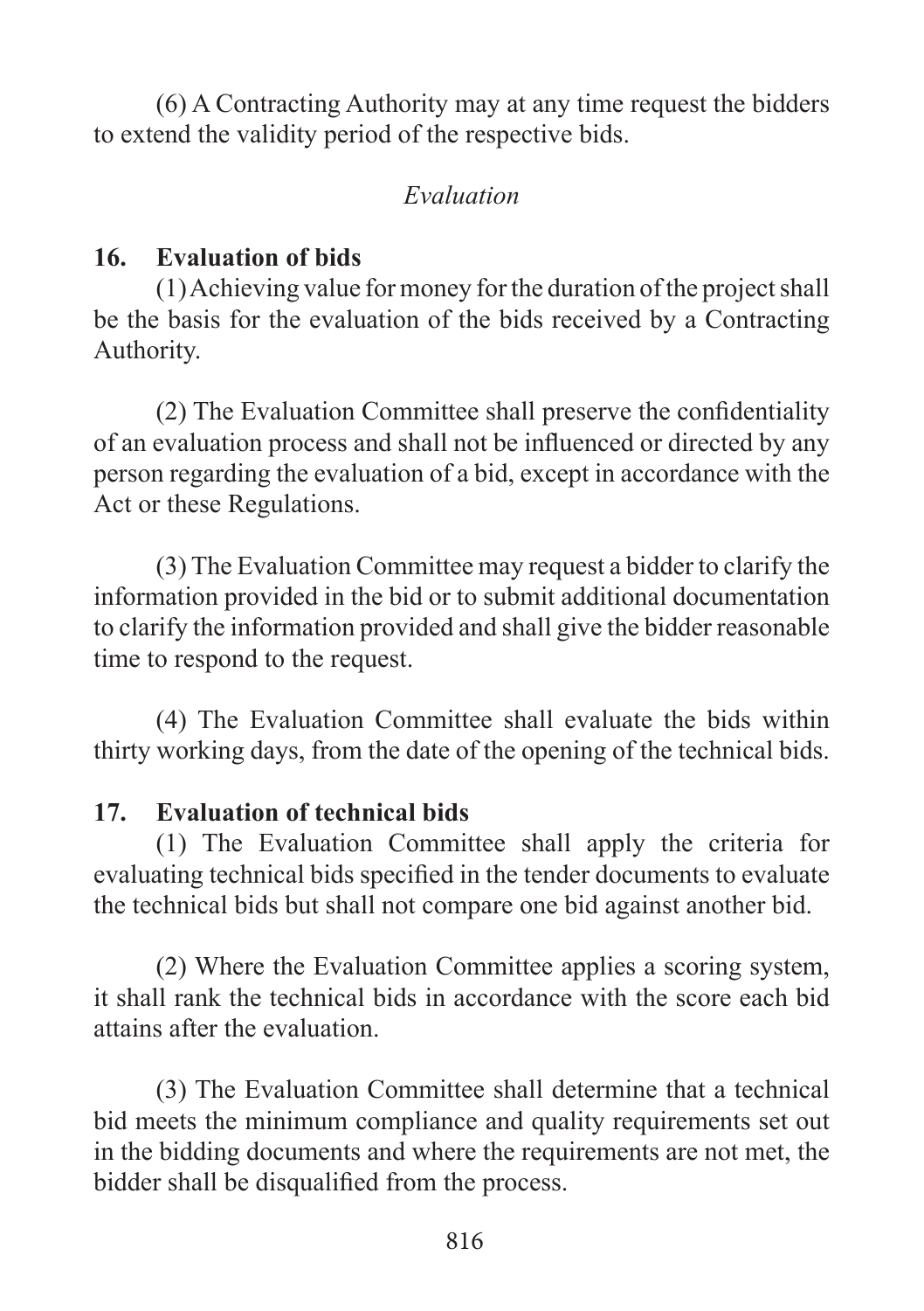(6) A Contracting Authority may at any time request the bidders to extend the validity period of the respective bids.

*Evaluation*

**16. Evaluation of bids**

(1) Achieving value for money for the duration of the project shall be the basis for the evaluation of the bids received by a Contracting Authority.

(2) The Evaluation Committee shall preserve the confidentiality of an evaluation process and shall not be influenced or directed by any person regarding the evaluation of a bid, except in accordance with the Act or these Regulations.

(3) The Evaluation Committee may request a bidder to clarify the information provided in the bid or to submit additional documentation to clarify the information provided and shall give the bidder reasonable time to respond to the request.

(4) The Evaluation Committee shall evaluate the bids within thirty working days, from the date of the opening of the technical bids.

**17. Evaluation of technical bids**

(1) The Evaluation Committee shall apply the criteria for evaluating technical bids specified in the tender documents to evaluate the technical bids but shall not compare one bid against another bid.

(2) Where the Evaluation Committee applies a scoring system, it shall rank the technical bids in accordance with the score each bid attains after the evaluation.

(3) The Evaluation Committee shall determine that a technical bid meets the minimum compliance and quality requirements set out in the bidding documents and where the requirements are not met, the bidder shall be disqualified from the process.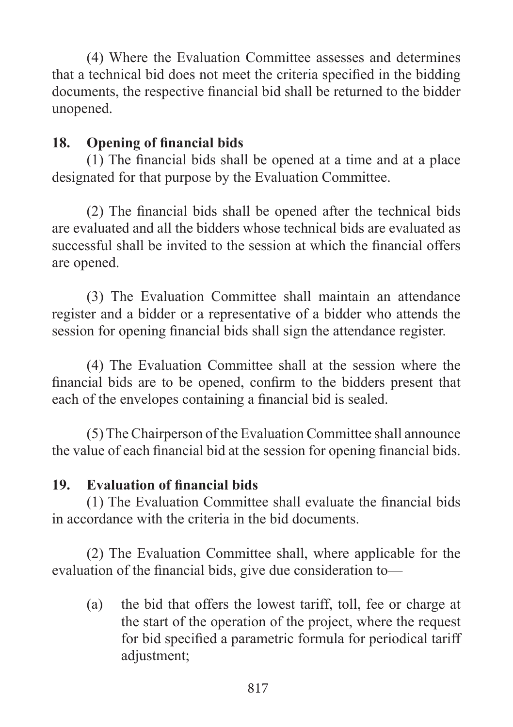(4) Where the Evaluation Committee assesses and determines that a technical bid does not meet the criteria specified in the bidding documents, the respective financial bid shall be returned to the bidder unopened.

**18. Opening of financial bids**

(1) The financial bids shall be opened at a time and at a place designated for that purpose by the Evaluation Committee.

(2) The financial bids shall be opened after the technical bids are evaluated and all the bidders whose technical bids are evaluated as successful shall be invited to the session at which the financial offers are opened.

(3) The Evaluation Committee shall maintain an attendance register and a bidder or a representative of a bidder who attends the session for opening financial bids shall sign the attendance register.

(4) The Evaluation Committee shall at the session where the financial bids are to be opened, confirm to the bidders present that each of the envelopes containing a financial bid is sealed.

(5) The Chairperson of the Evaluation Committee shall announce the value of each financial bid at the session for opening financial bids.

**19. Evaluation of financial bids**

(1) The Evaluation Committee shall evaluate the financial bids in accordance with the criteria in the bid documents.

(2) The Evaluation Committee shall, where applicable for the evaluation of the financial bids, give due consideration to—

(a) the bid that offers the lowest tariff, toll, fee or charge at the start of the operation of the project, where the request for bid specified a parametric formula for periodical tariff adjustment;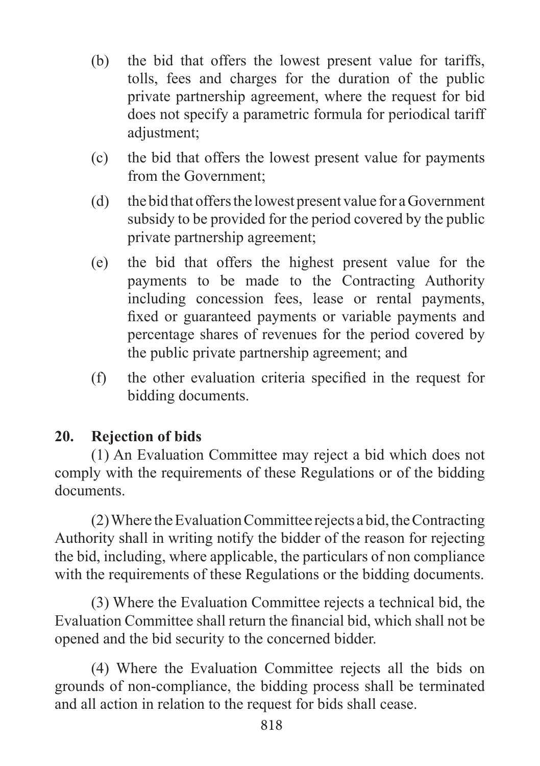(b) the bid that offers the lowest present value for tariffs, tolls, fees and charges for the duration of the public private partnership agreement, where the request for bid does not specify a parametric formula for periodical tariff adjustment;

(c) the bid that offers the lowest present value for payments from the Government;

(d) the bid that offers the lowest present value for a Government subsidy to be provided for the period covered by the public private partnership agreement;

(e) the bid that offers the highest present value for the payments to be made to the Contracting Authority including concession fees, lease or rental payments, fixed or guaranteed payments or variable payments and percentage shares of revenues for the period covered by the public private partnership agreement; and

(f) the other evaluation criteria specified in the request for bidding documents.

**20. Rejection of bids**

(1) An Evaluation Committee may reject a bid which does not comply with the requirements of these Regulations or of the bidding documents.

(2) Where the Evaluation Committee rejects a bid, the Contracting Authority shall in writing notify the bidder of the reason for rejecting the bid, including, where applicable, the particulars of non compliance with the requirements of these Regulations or the bidding documents.

(3) Where the Evaluation Committee rejects a technical bid, the Evaluation Committee shall return the financial bid, which shall not be opened and the bid security to the concerned bidder.

(4) Where the Evaluation Committee rejects all the bids on grounds of non-compliance, the bidding process shall be terminated and all action in relation to the request for bids shall cease.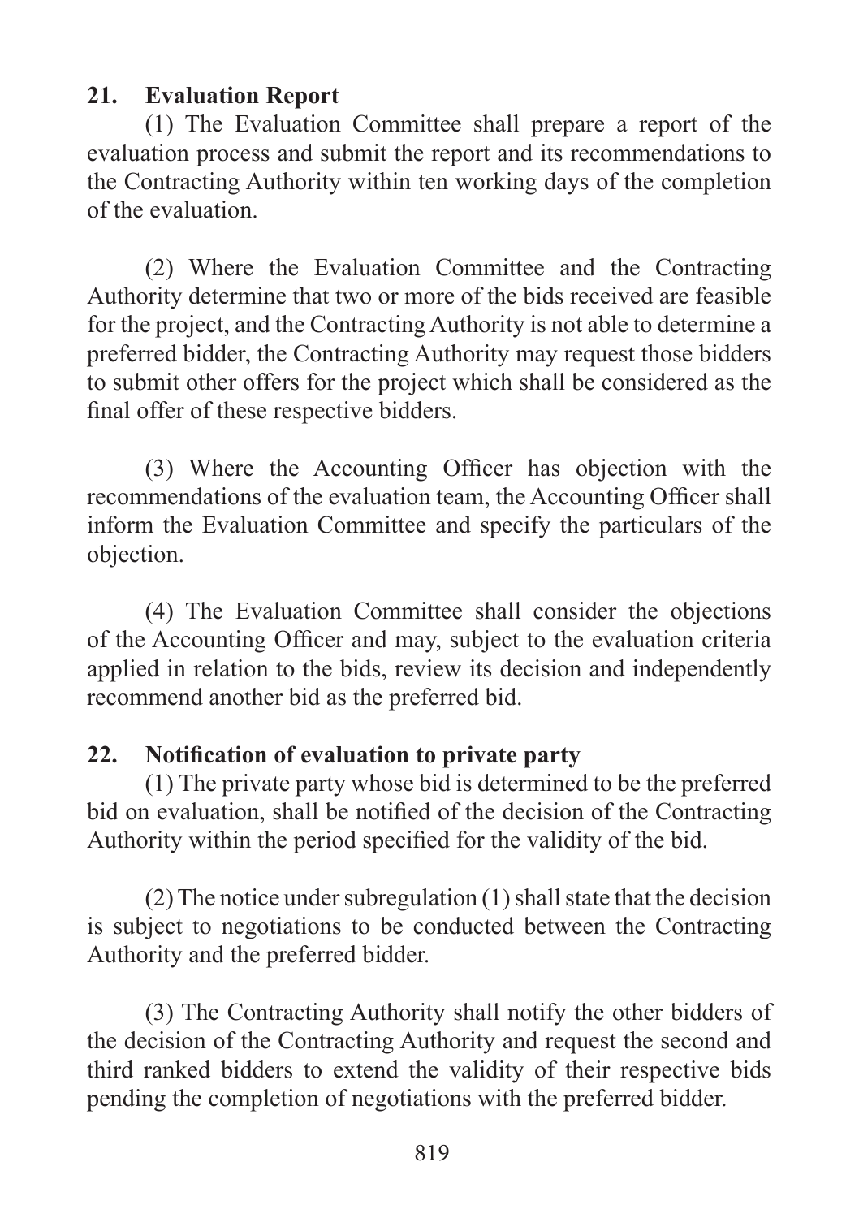## 21. Evaluation Report

(1) The Evaluation Committee shall prepare a report of the evaluation process and submit the report and its recommendations to the Contracting Authority within ten working days of the completion of the evaluation.

(2) Where the Evaluation Committee and the Contracting Authority determine that two or more of the bids received are feasible for the project, and the Contracting Authority is not able to determine a preferred bidder, the Contracting Authority may request those bidders to submit other offers for the project which shall be considered as the final offer of these respective bidders.

(3) Where the Accounting Officer has objection with the recommendations of the evaluation team, the Accounting Officer shall inform the Evaluation Committee and specify the particulars of the objection.

(4) The Evaluation Committee shall consider the objections of the Accounting Officer and may, subject to the evaluation criteria applied in relation to the bids, review its decision and independently recommend another bid as the preferred bid.

## 22. Notification of evaluation to private party

(1) The private party whose bid is determined to be the preferred bid on evaluation, shall be notified of the decision of the Contracting Authority within the period specified for the validity of the bid.

(2) The notice under subregulation (1) shall state that the decision is subject to negotiations to be conducted between the Contracting Authority and the preferred bidder.

(3) The Contracting Authority shall notify the other bidders of the decision of the Contracting Authority and request the second and third ranked bidders to extend the validity of their respective bids pending the completion of negotiations with the preferred bidder.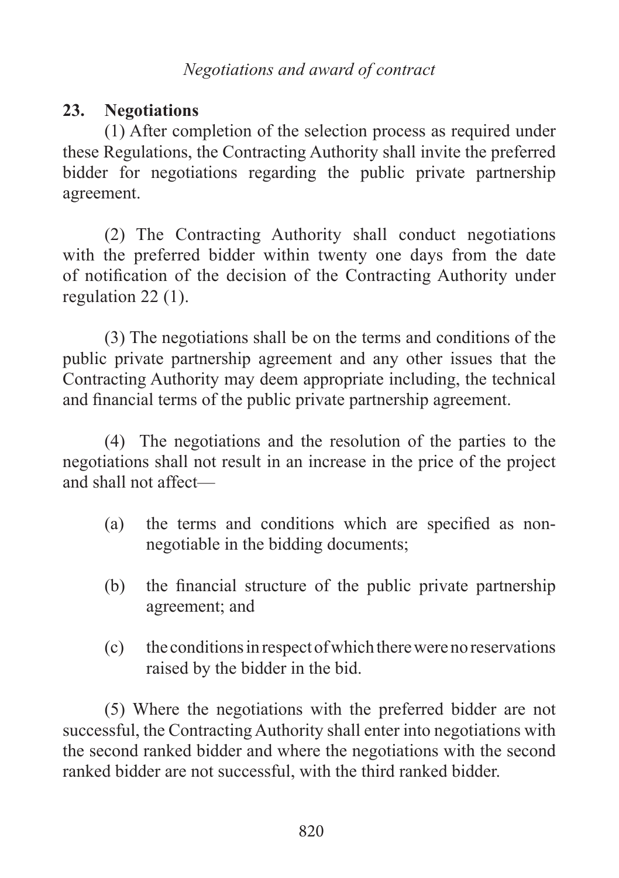*Negotiations and award of contract*

**23. Negotiations**

(1) After completion of the selection process as required under these Regulations, the Contracting Authority shall invite the preferred bidder for negotiations regarding the public private partnership agreement.

(2) The Contracting Authority shall conduct negotiations with the preferred bidder within twenty one days from the date of notification of the decision of the Contracting Authority under regulation 22 (1).

(3) The negotiations shall be on the terms and conditions of the public private partnership agreement and any other issues that the Contracting Authority may deem appropriate including, the technical and financial terms of the public private partnership agreement.

(4) The negotiations and the resolution of the parties to the negotiations shall not result in an increase in the price of the project and shall not affect—

(a) the terms and conditions which are specified as non-negotiable in the bidding documents;

(b) the financial structure of the public private partnership agreement; and

(c) the conditions in respect of which there were no reservations raised by the bidder in the bid.

(5) Where the negotiations with the preferred bidder are not successful, the Contracting Authority shall enter into negotiations with the second ranked bidder and where the negotiations with the second ranked bidder are not successful, with the third ranked bidder.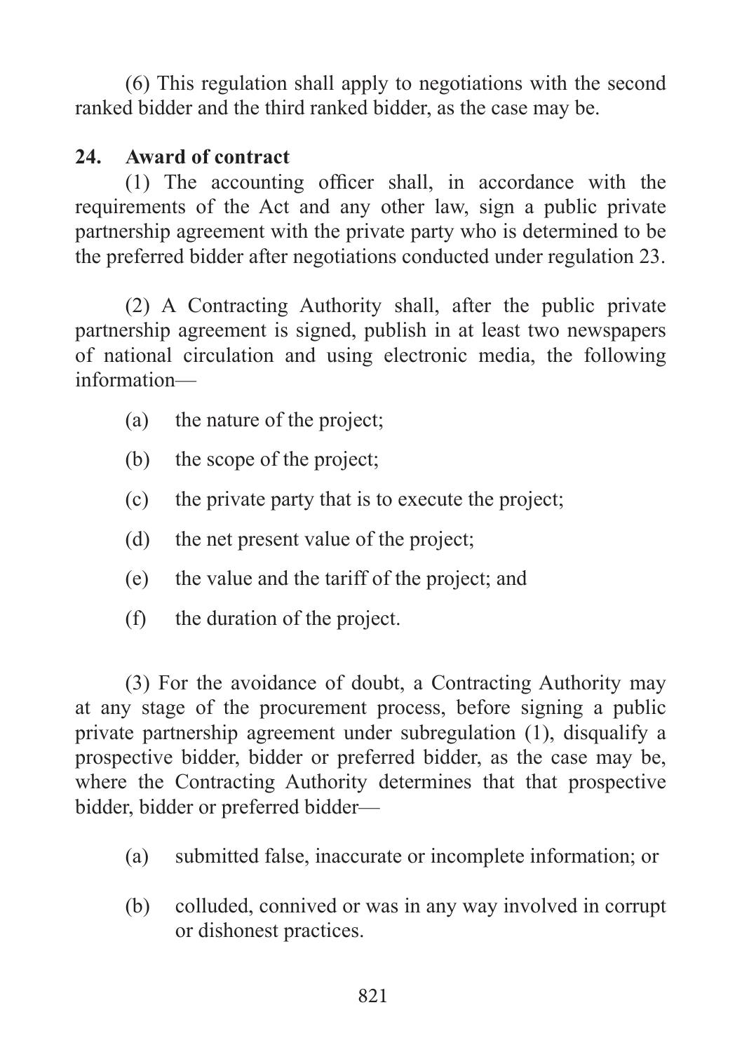(6) This regulation shall apply to negotiations with the second ranked bidder and the third ranked bidder, as the case may be.

**24. Award of contract**

(1) The accounting officer shall, in accordance with the requirements of the Act and any other law, sign a public private partnership agreement with the private party who is determined to be the preferred bidder after negotiations conducted under regulation 23.

(2) A Contracting Authority shall, after the public private partnership agreement is signed, publish in at least two newspapers of national circulation and using electronic media, the following information—

(a) the nature of the project;

(b) the scope of the project;

(c) the private party that is to execute the project;

(d) the net present value of the project;

(e) the value and the tariff of the project; and

(f) the duration of the project.

(3) For the avoidance of doubt, a Contracting Authority may at any stage of the procurement process, before signing a public private partnership agreement under subregulation (1), disqualify a prospective bidder, bidder or preferred bidder, as the case may be, where the Contracting Authority determines that that prospective bidder, bidder or preferred bidder—

(a) submitted false, inaccurate or incomplete information; or

(b) colluded, connived or was in any way involved in corrupt or dishonest practices.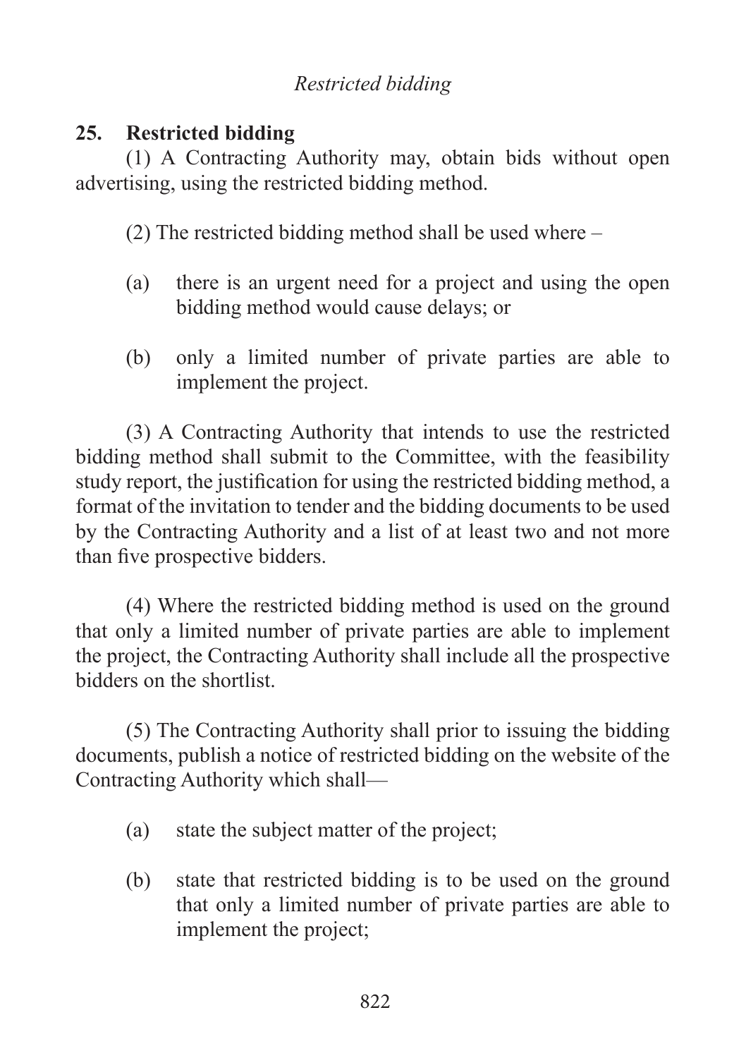*Restricted bidding*

**25. Restricted bidding**

(1) A Contracting Authority may, obtain bids without open advertising, using the restricted bidding method.

(2) The restricted bidding method shall be used where –

(a) there is an urgent need for a project and using the open bidding method would cause delays; or

(b) only a limited number of private parties are able to implement the project.

(3) A Contracting Authority that intends to use the restricted bidding method shall submit to the Committee, with the feasibility study report, the justification for using the restricted bidding method, a format of the invitation to tender and the bidding documents to be used by the Contracting Authority and a list of at least two and not more than five prospective bidders.

(4) Where the restricted bidding method is used on the ground that only a limited number of private parties are able to implement the project, the Contracting Authority shall include all the prospective bidders on the shortlist.

(5) The Contracting Authority shall prior to issuing the bidding documents, publish a notice of restricted bidding on the website of the Contracting Authority which shall—

(a) state the subject matter of the project;

(b) state that restricted bidding is to be used on the ground that only a limited number of private parties are able to implement the project;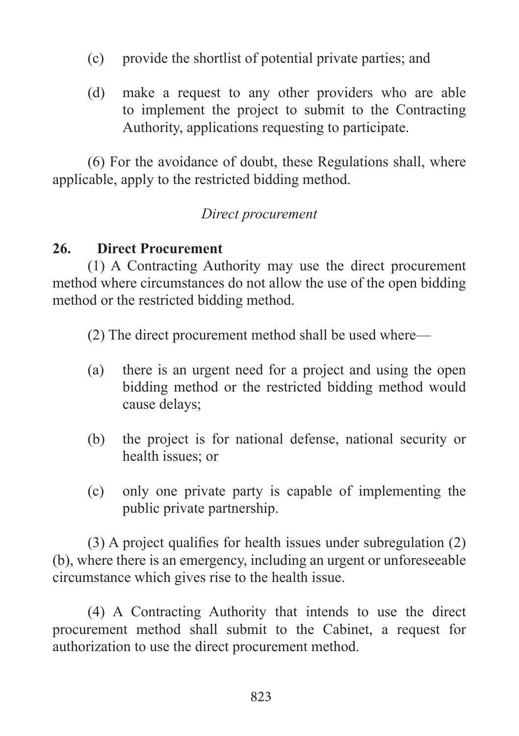(c) provide the shortlist of potential private parties; and

(d) make a request to any other providers who are able to implement the project to submit to the Contracting Authority, applications requesting to participate.

(6) For the avoidance of doubt, these Regulations shall, where applicable, apply to the restricted bidding method.

*Direct procurement*

**26. Direct Procurement**

(1) A Contracting Authority may use the direct procurement method where circumstances do not allow the use of the open bidding method or the restricted bidding method.

(2) The direct procurement method shall be used where—

(a) there is an urgent need for a project and using the open bidding method or the restricted bidding method would cause delays;

(b) the project is for national defense, national security or health issues; or

(c) only one private party is capable of implementing the public private partnership.

(3) A project qualifies for health issues under subregulation (2) (b), where there is an emergency, including an urgent or unforeseeable circumstance which gives rise to the health issue.

(4) A Contracting Authority that intends to use the direct procurement method shall submit to the Cabinet, a request for authorization to use the direct procurement method.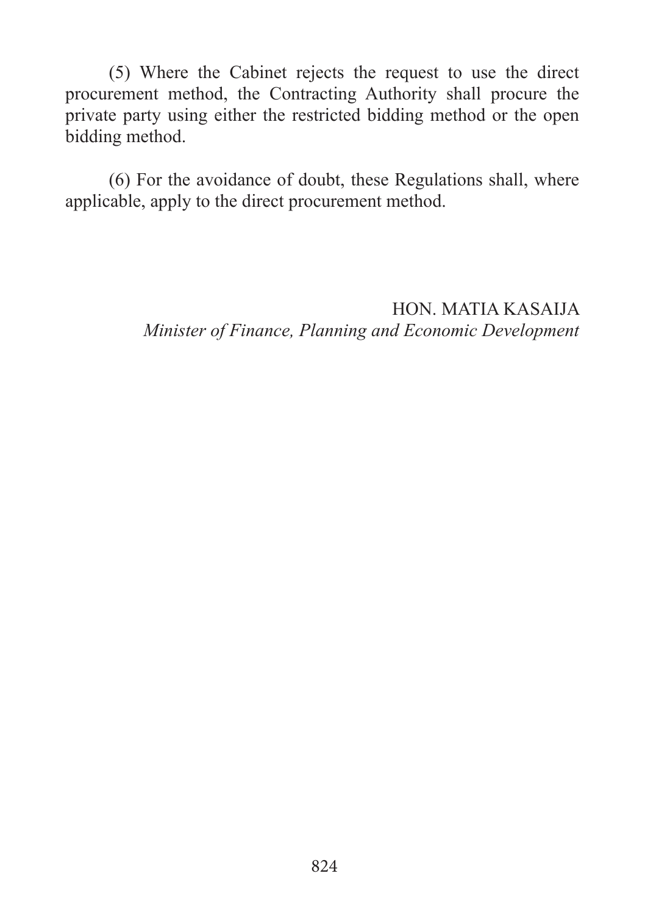(5) Where the Cabinet rejects the request to use the direct procurement method, the Contracting Authority shall procure the private party using either the restricted bidding method or the open bidding method.

(6) For the avoidance of doubt, these Regulations shall, where applicable, apply to the direct procurement method.

HON. MATIA KASAIJA
*Minister of Finance, Planning and Economic Development*